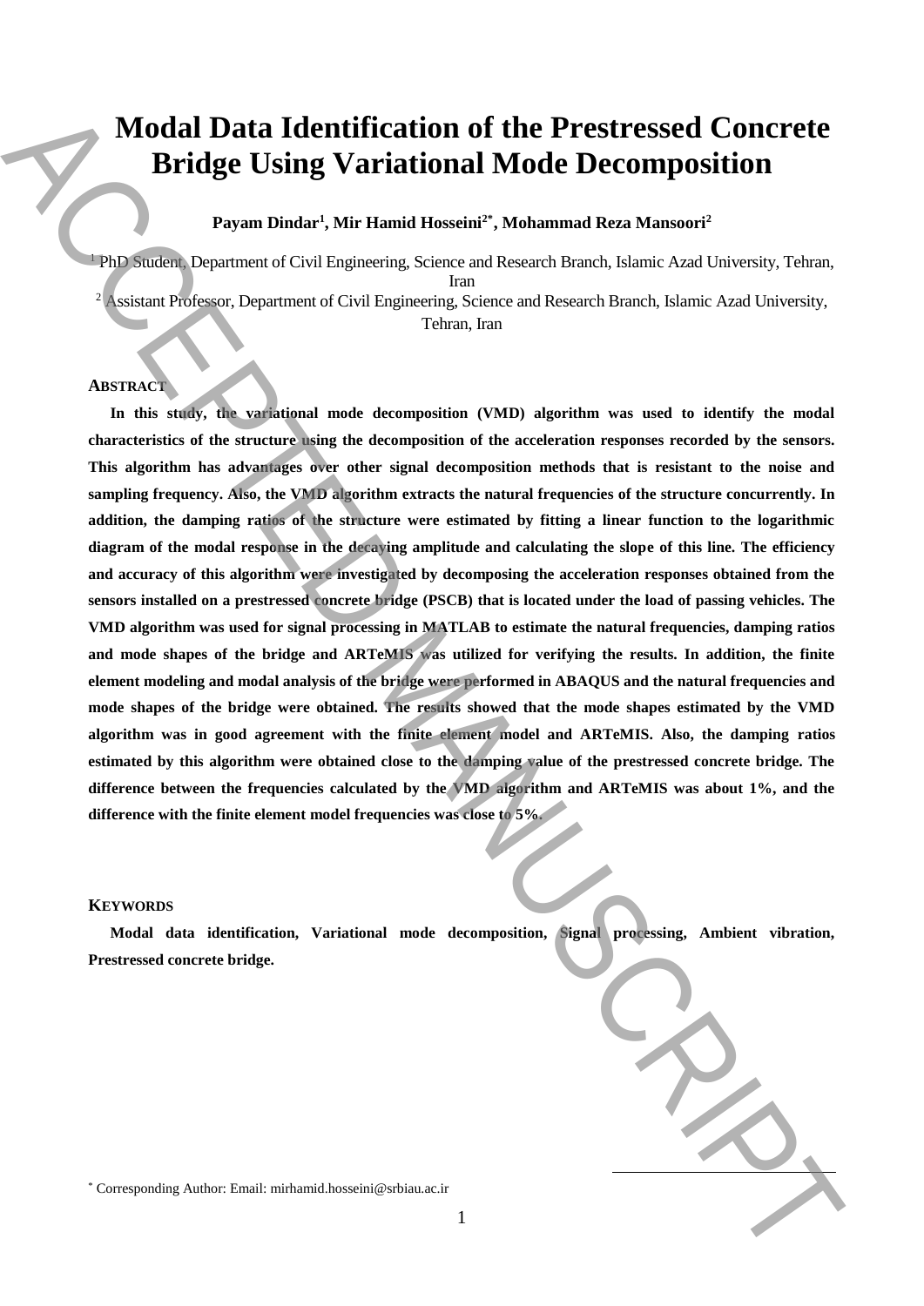# Modal Data Identification of the Prestressed Concrete Bridge Using Variational Mode Decomposition

**Payam Dindar[1], Mir Hamid Hosseini[2*], Mohammad Reza Mansoori[2]**

[1] PhD Student, Department of Civil Engineering, Science and Research Branch, Islamic Azad University, Tehran, Iran

[2] Assistant Professor, Department of Civil Engineering, Science and Research Branch, Islamic Azad University, Tehran, Iran

## ABSTRACT

**In this study, the variational mode decomposition (VMD) algorithm was used to identify the modal characteristics of the structure using the decomposition of the acceleration responses recorded by the sensors. This algorithm has advantages over other signal decomposition methods that is resistant to the noise and sampling frequency. Also, the VMD algorithm extracts the natural frequencies of the structure concurrently. In addition, the damping ratios of the structure were estimated by fitting a linear function to the logarithmic diagram of the modal response in the decaying amplitude and calculating the slope of this line. The efficiency and accuracy of this algorithm were investigated by decomposing the acceleration responses obtained from the sensors installed on a prestressed concrete bridge (PSCB) that is located under the load of passing vehicles. The VMD algorithm was used for signal processing in MATLAB to estimate the natural frequencies, damping ratios and mode shapes of the bridge and ARTeMIS was utilized for verifying the results. In addition, the finite element modeling and modal analysis of the bridge were performed in ABAQUS and the natural frequencies and mode shapes of the bridge were obtained. The results showed that the mode shapes estimated by the VMD algorithm was in good agreement with the finite element model and ARTeMIS. Also, the damping ratios estimated by this algorithm were obtained close to the damping value of the prestressed concrete bridge. The difference between the frequencies calculated by the VMD algorithm and ARTeMIS was about 1%, and the difference with the finite element model frequencies was close to 5%.**

## KEYWORDS

**Modal data identification, Variational mode decomposition, Signal processing, Ambient vibration, Prestressed concrete bridge.**

[*] Corresponding Author: Email: mirhamid.hosseini@srbiau.ac.ir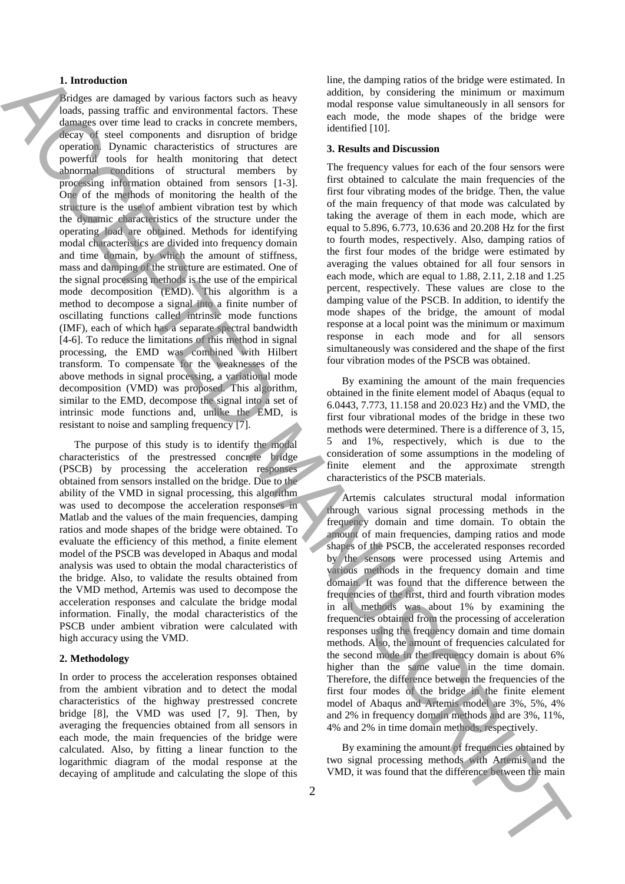## 1. Introduction

Bridges are damaged by various factors such as heavy loads, passing traffic and environmental factors. These damages over time lead to cracks in concrete members, decay of steel components and disruption of bridge operation. Dynamic characteristics of structures are powerful tools for health monitoring that detect abnormal conditions of structural members by processing information obtained from sensors [1-3]. One of the methods of monitoring the health of the structure is the use of ambient vibration test by which the dynamic characteristics of the structure under the operating load are obtained. Methods for identifying modal characteristics are divided into frequency domain and time domain, by which the amount of stiffness, mass and damping of the structure are estimated. One of the signal processing methods is the use of the empirical mode decomposition (EMD). This algorithm is a method to decompose a signal into a finite number of oscillating functions called intrinsic mode functions (IMF), each of which has a separate spectral bandwidth [4-6]. To reduce the limitations of this method in signal processing, the EMD was combined with Hilbert transform. To compensate for the weaknesses of the above methods in signal processing, a variational mode decomposition (VMD) was proposed. This algorithm, similar to the EMD, decompose the signal into a set of intrinsic mode functions and, unlike the EMD, is resistant to noise and sampling frequency [7].

The purpose of this study is to identify the modal characteristics of the prestressed concrete bridge (PSCB) by processing the acceleration responses obtained from sensors installed on the bridge. Due to the ability of the VMD in signal processing, this algorithm was used to decompose the acceleration responses in Matlab and the values of the main frequencies, damping ratios and mode shapes of the bridge were obtained. To evaluate the efficiency of this method, a finite element model of the PSCB was developed in Abaqus and modal analysis was used to obtain the modal characteristics of the bridge. Also, to validate the results obtained from the VMD method, Artemis was used to decompose the acceleration responses and calculate the bridge modal information. Finally, the modal characteristics of the PSCB under ambient vibration were calculated with high accuracy using the VMD.

## 2. Methodology

In order to process the acceleration responses obtained from the ambient vibration and to detect the modal characteristics of the highway prestressed concrete bridge [8], the VMD was used [7, 9]. Then, by averaging the frequencies obtained from all sensors in each mode, the main frequencies of the bridge were calculated. Also, by fitting a linear function to the logarithmic diagram of the modal response at the decaying of amplitude and calculating the slope of this line, the damping ratios of the bridge were estimated. In addition, by considering the minimum or maximum modal response value simultaneously in all sensors for each mode, the mode shapes of the bridge were identified [10].

## 3. Results and Discussion

The frequency values for each of the four sensors were first obtained to calculate the main frequencies of the first four vibrating modes of the bridge. Then, the value of the main frequency of that mode was calculated by taking the average of them in each mode, which are equal to 5.896, 6.773, 10.636 and 20.208 Hz for the first to fourth modes, respectively. Also, damping ratios of the first four modes of the bridge were estimated by averaging the values obtained for all four sensors in each mode, which are equal to 1.88, 2.11, 2.18 and 1.25 percent, respectively. These values are close to the damping value of the PSCB. In addition, to identify the mode shapes of the bridge, the amount of modal response at a local point was the minimum or maximum response in each mode and for all sensors simultaneously was considered and the shape of the first four vibration modes of the PSCB was obtained.

By examining the amount of the main frequencies obtained in the finite element model of Abaqus (equal to 6.0443, 7.773, 11.158 and 20.023 Hz) and the VMD, the first four vibrational modes of the bridge in these two methods were determined. There is a difference of 3, 15, 5 and 1%, respectively, which is due to the consideration of some assumptions in the modeling of finite element and the approximate strength characteristics of the PSCB materials.

Artemis calculates structural modal information through various signal processing methods in the frequency domain and time domain. To obtain the amount of main frequencies, damping ratios and mode shapes of the PSCB, the accelerated responses recorded by the sensors were processed using Artemis and various methods in the frequency domain and time domain. It was found that the difference between the frequencies of the first, third and fourth vibration modes in all methods was about 1% by examining the frequencies obtained from the processing of acceleration responses using the frequency domain and time domain methods. Also, the amount of frequencies calculated for the second mode in the frequency domain is about 6% higher than the same value in the time domain. Therefore, the difference between the frequencies of the first four modes of the bridge in the finite element model of Abaqus and Artemis model are 3%, 5%, 4% and 2% in frequency domain methods and are 3%, 11%, 4% and 2% in time domain methods, respectively.

By examining the amount of frequencies obtained by two signal processing methods with Artemis and the VMD, it was found that the difference between the main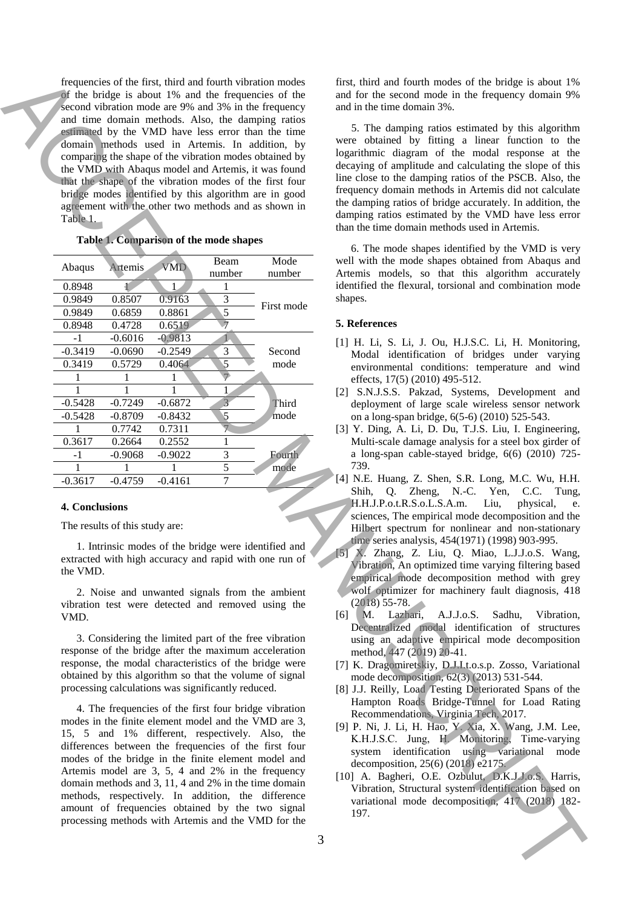frequencies of the first, third and fourth vibration modes of the bridge is about 1% and the frequencies of the second vibration mode are 9% and 3% in the frequency and time domain methods. Also, the damping ratios estimated by the VMD have less error than the time domain methods used in Artemis. In addition, by comparing the shape of the vibration modes obtained by the VMD with Abaqus model and Artemis, it was found that the shape of the vibration modes of the first four bridge modes identified by this algorithm are in good agreement with the other two methods and as shown in Table 1.

**Table 1. Comparison of the mode shapes**

| Abaqus | Artemis | VMD | Beam number | Mode number |
|---|---|---|---|---|
| 0.8948 | 1 | 1 | 1 | First mode |
| 0.9849 | 0.8507 | 0.9163 | 3 | |
| 0.9849 | 0.6859 | 0.8861 | 5 | |
| 0.8948 | 0.4728 | 0.6519 | 7 | |
| -1 | -0.6016 | -0.9813 | 1 | Second mode |
| -0.3419 | -0.0690 | -0.2549 | 3 | |
| 0.3419 | 0.5729 | 0.4064 | 5 | |
| 1 | 1 | 1 | 7 | |
| 1 | 1 | 1 | 1 | Third mode |
| -0.5428 | -0.7249 | -0.6872 | 3 | |
| -0.5428 | -0.8709 | -0.8432 | 5 | |
| 1 | 0.7742 | 0.7311 | 7 | |
| 0.3617 | 0.2664 | 0.2552 | 1 | Fourth mode |
| -1 | -0.9068 | -0.9022 | 3 | |
| 1 | 1 | 1 | 5 | |
| -0.3617 | -0.4759 | -0.4161 | 7 | |

#### 4. Conclusions

The results of this study are:

1. Intrinsic modes of the bridge were identified and extracted with high accuracy and rapid with one run of the VMD.

2. Noise and unwanted signals from the ambient vibration test were detected and removed using the VMD.

3. Considering the limited part of the free vibration response of the bridge after the maximum acceleration response, the modal characteristics of the bridge were obtained by this algorithm so that the volume of signal processing calculations was significantly reduced.

4. The frequencies of the first four bridge vibration modes in the finite element model and the VMD are 3, 15, 5 and 1% different, respectively. Also, the differences between the frequencies of the first four modes of the bridge in the finite element model and Artemis model are 3, 5, 4 and 2% in the frequency domain methods and 3, 11, 4 and 2% in the time domain methods, respectively. In addition, the difference amount of frequencies obtained by the two signal processing methods with Artemis and the VMD for the first, third and fourth modes of the bridge is about 1% and for the second mode in the frequency domain 9% and in the time domain 3%.

5. The damping ratios estimated by this algorithm were obtained by fitting a linear function to the logarithmic diagram of the modal response at the decaying of amplitude and calculating the slope of this line close to the damping ratios of the PSCB. Also, the frequency domain methods in Artemis did not calculate the damping ratios of bridge accurately. In addition, the damping ratios estimated by the VMD have less error than the time domain methods used in Artemis.

6. The mode shapes identified by the VMD is very well with the mode shapes obtained from Abaqus and Artemis models, so that this algorithm accurately identified the flexural, torsional and combination mode shapes.

#### 5. References

[1] H. Li, S. Li, J. Ou, H.J.S.C. Li, H. Monitoring, Modal identification of bridges under varying environmental conditions: temperature and wind effects, 17(5) (2010) 495-512.

[2] S.N.J.S.S. Pakzad, Systems, Development and deployment of large scale wireless sensor network on a long-span bridge, 6(5-6) (2010) 525-543.

[3] Y. Ding, A. Li, D. Du, T.J.S. Liu, I. Engineering, Multi-scale damage analysis for a steel box girder of a long-span cable-stayed bridge, 6(6) (2010) 725-739.

[4] N.E. Huang, Z. Shen, S.R. Long, M.C. Wu, H.H. Shih, Q. Zheng, N.-C. Yen, C.C. Tung, H.H.J.P.o.t.R.S.o.L.S.A.m. Liu, physical, e. sciences, The empirical mode decomposition and the Hilbert spectrum for nonlinear and non-stationary time series analysis, 454(1971) (1998) 903-995.

[5] X. Zhang, Z. Liu, Q. Miao, L.J.J.o.S. Wang, Vibration, An optimized time varying filtering based empirical mode decomposition method with grey wolf optimizer for machinery fault diagnosis, 418 (2018) 55-78.

[6] M. Lazhari, A.J.J.o.S. Sadhu, Vibration, Decentralized modal identification of structures using an adaptive empirical mode decomposition method, 447 (2019) 20-41.

[7] K. Dragomiretskiy, D.J.I.t.o.s.p. Zosso, Variational mode decomposition, 62(3) (2013) 531-544.

[8] J.J. Reilly, Load Testing Deteriorated Spans of the Hampton Roads Bridge-Tunnel for Load Rating Recommendations, Virginia Tech, 2017.

[9] P. Ni, J. Li, H. Hao, Y. Xia, X. Wang, J.M. Lee, K.H.J.S.C. Jung, H. Monitoring, Time-varying system identification using variational mode decomposition, 25(6) (2018) e2175.

[10] A. Bagheri, O.E. Ozbulut, D.K.J.J.o.S. Harris, Vibration, Structural system identification based on variational mode decomposition, 417 (2018) 182-197.